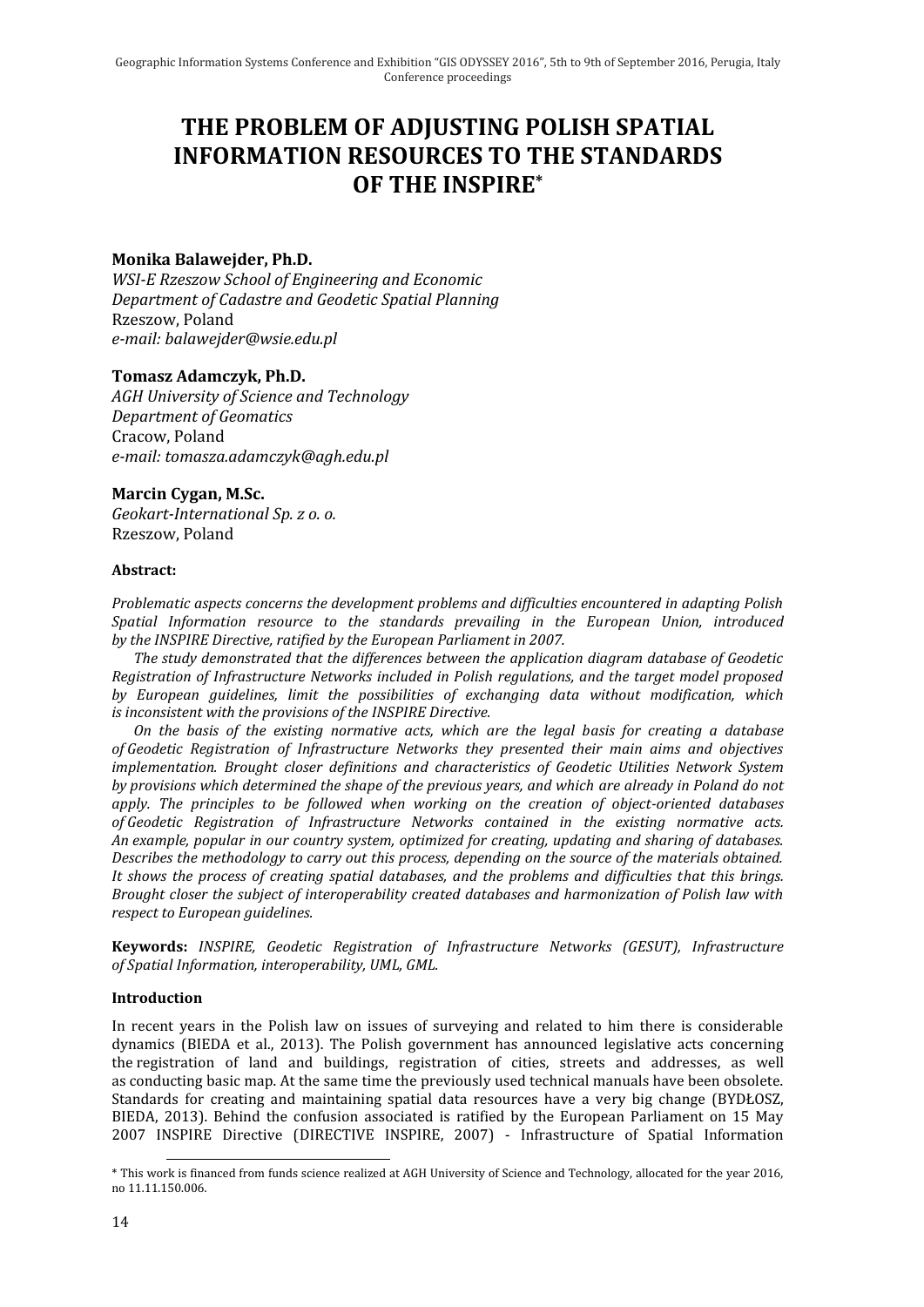# THE PROBLEM OF ADJUSTING POLISH SPATIAL INFORMATION RESOURCES TO THE STANDARDS OF THE INSPIRE*

**Monika Balawejder, Ph.D.**
*WSI-E Rzeszow School of Engineering and Economic*
*Department of Cadastre and Geodetic Spatial Planning*
Rzeszow, Poland
*e-mail: balawejder@wsie.edu.pl*

**Tomasz Adamczyk, Ph.D.**
*AGH University of Science and Technology*
*Department of Geomatics*
Cracow, Poland
*e-mail: tomasza.adamczyk@agh.edu.pl*

**Marcin Cygan, M.Sc.**
*Geokart-International Sp. z o. o.*
Rzeszow, Poland

**Abstract:**

*Problematic aspects concerns the development problems and difficulties encountered in adapting Polish Spatial Information resource to the standards prevailing in the European Union, introduced by the INSPIRE Directive, ratified by the European Parliament in 2007.*

*The study demonstrated that the differences between the application diagram database of Geodetic Registration of Infrastructure Networks included in Polish regulations, and the target model proposed by European guidelines, limit the possibilities of exchanging data without modification, which is inconsistent with the provisions of the INSPIRE Directive.*

*On the basis of the existing normative acts, which are the legal basis for creating a database of Geodetic Registration of Infrastructure Networks they presented their main aims and objectives implementation. Brought closer definitions and characteristics of Geodetic Utilities Network System by provisions which determined the shape of the previous years, and which are already in Poland do not apply. The principles to be followed when working on the creation of object-oriented databases of Geodetic Registration of Infrastructure Networks contained in the existing normative acts. An example, popular in our country system, optimized for creating, updating and sharing of databases. Describes the methodology to carry out this process, depending on the source of the materials obtained. It shows the process of creating spatial databases, and the problems and difficulties that this brings. Brought closer the subject of interoperability created databases and harmonization of Polish law with respect to European guidelines.*

**Keywords:** *INSPIRE, Geodetic Registration of Infrastructure Networks (GESUT), Infrastructure of Spatial Information, interoperability, UML, GML.*

**Introduction**

In recent years in the Polish law on issues of surveying and related to him there is considerable dynamics (BIEDA et al., 2013). The Polish government has announced legislative acts concerning the registration of land and buildings, registration of cities, streets and addresses, as well as conducting basic map. At the same time the previously used technical manuals have been obsolete. Standards for creating and maintaining spatial data resources have a very big change (BYDŁOSZ, BIEDA, 2013). Behind the confusion associated is ratified by the European Parliament on 15 May 2007 INSPIRE Directive (DIRECTIVE INSPIRE, 2007) - Infrastructure of Spatial Information

---

* This work is financed from funds science realized at AGH University of Science and Technology, allocated for the year 2016, no 11.11.150.006.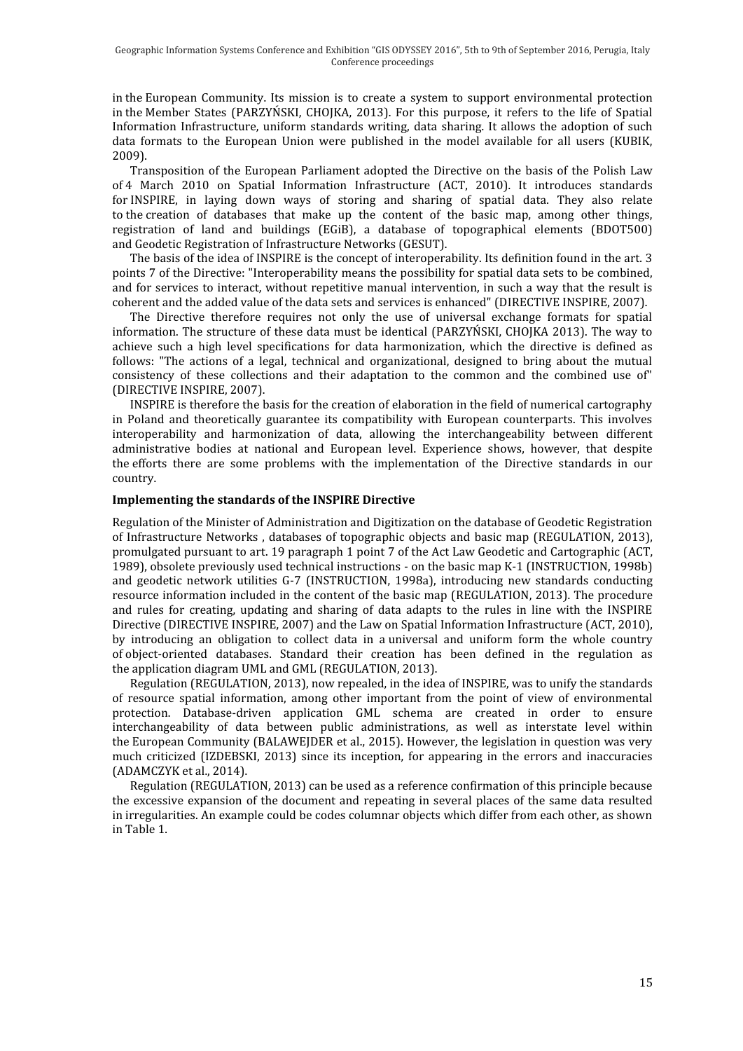in the European Community. Its mission is to create a system to support environmental protection in the Member States (PARZYŃSKI, CHOJKA, 2013). For this purpose, it refers to the life of Spatial Information Infrastructure, uniform standards writing, data sharing. It allows the adoption of such data formats to the European Union were published in the model available for all users (KUBIK, 2009).

Transposition of the European Parliament adopted the Directive on the basis of the Polish Law of 4 March 2010 on Spatial Information Infrastructure (ACT, 2010). It introduces standards for INSPIRE, in laying down ways of storing and sharing of spatial data. They also relate to the creation of databases that make up the content of the basic map, among other things, registration of land and buildings (EGiB), a database of topographical elements (BDOT500) and Geodetic Registration of Infrastructure Networks (GESUT).

The basis of the idea of INSPIRE is the concept of interoperability. Its definition found in the art. 3 points 7 of the Directive: "Interoperability means the possibility for spatial data sets to be combined, and for services to interact, without repetitive manual intervention, in such a way that the result is coherent and the added value of the data sets and services is enhanced" (DIRECTIVE INSPIRE, 2007).

The Directive therefore requires not only the use of universal exchange formats for spatial information. The structure of these data must be identical (PARZYŃSKI, CHOJKA 2013). The way to achieve such a high level specifications for data harmonization, which the directive is defined as follows: "The actions of a legal, technical and organizational, designed to bring about the mutual consistency of these collections and their adaptation to the common and the combined use of" (DIRECTIVE INSPIRE, 2007).

INSPIRE is therefore the basis for the creation of elaboration in the field of numerical cartography in Poland and theoretically guarantee its compatibility with European counterparts. This involves interoperability and harmonization of data, allowing the interchangeability between different administrative bodies at national and European level. Experience shows, however, that despite the efforts there are some problems with the implementation of the Directive standards in our country.

**Implementing the standards of the INSPIRE Directive**

Regulation of the Minister of Administration and Digitization on the database of Geodetic Registration of Infrastructure Networks , databases of topographic objects and basic map (REGULATION, 2013), promulgated pursuant to art. 19 paragraph 1 point 7 of the Act Law Geodetic and Cartographic (ACT, 1989), obsolete previously used technical instructions - on the basic map K-1 (INSTRUCTION, 1998b) and geodetic network utilities G-7 (INSTRUCTION, 1998a), introducing new standards conducting resource information included in the content of the basic map (REGULATION, 2013). The procedure and rules for creating, updating and sharing of data adapts to the rules in line with the INSPIRE Directive (DIRECTIVE INSPIRE, 2007) and the Law on Spatial Information Infrastructure (ACT, 2010), by introducing an obligation to collect data in a universal and uniform form the whole country of object-oriented databases. Standard their creation has been defined in the regulation as the application diagram UML and GML (REGULATION, 2013).

Regulation (REGULATION, 2013), now repealed, in the idea of INSPIRE, was to unify the standards of resource spatial information, among other important from the point of view of environmental protection. Database-driven application GML schema are created in order to ensure interchangeability of data between public administrations, as well as interstate level within the European Community (BALAWEJDER et al., 2015). However, the legislation in question was very much criticized (IZDEBSKI, 2013) since its inception, for appearing in the errors and inaccuracies (ADAMCZYK et al., 2014).

Regulation (REGULATION, 2013) can be used as a reference confirmation of this principle because the excessive expansion of the document and repeating in several places of the same data resulted in irregularities. An example could be codes columnar objects which differ from each other, as shown in Table 1.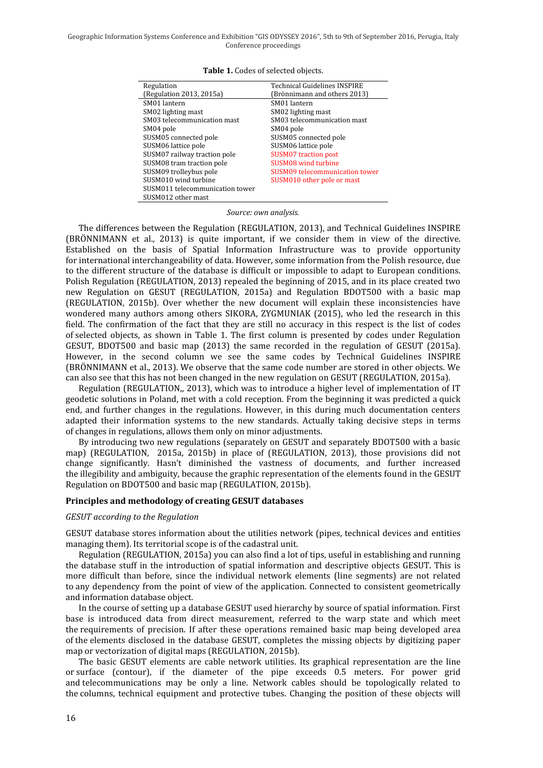**Table 1.** Codes of selected objects.

| Regulation (Regulation 2013, 2015a) | Technical Guidelines INSPIRE (Brönnimann and others 2013) |
| --- | --- |
| SM01 lantern | SM01 lantern |
| SM02 lighting mast | SM02 lighting mast |
| SM03 telecommunication mast | SM03 telecommunication mast |
| SM04 pole | SM04 pole |
| SUSM05 connected pole | SUSM05 connected pole |
| SUSM06 lattice pole | SUSM06 lattice pole |
| SUSM07 railway traction pole | SUSM07 traction post |
| SUSM08 tram traction pole | SUSM08 wind turbine |
| SUSM09 trolleybus pole | SUSM09 telecommunication tower |
| SUSM010 wind turbine | SUSM010 other pole or mast |
| SUSM011 telecommunication tower | |
| SUSM012 other mast | |

*Source: own analysis.*

The differences between the Regulation (REGULATION, 2013), and Technical Guidelines INSPIRE (BRÖNNIMANN et al., 2013) is quite important, if we consider them in view of the directive. Established on the basis of Spatial Information Infrastructure was to provide opportunity for international interchangeability of data. However, some information from the Polish resource, due to the different structure of the database is difficult or impossible to adapt to European conditions. Polish Regulation (REGULATION, 2013) repealed the beginning of 2015, and in its place created two new Regulation on GESUT (REGULATION, 2015a) and Regulation BDOT500 with a basic map (REGULATION, 2015b). Over whether the new document will explain these inconsistencies have wondered many authors among others SIKORA, ZYGMUNIAK (2015), who led the research in this field. The confirmation of the fact that they are still no accuracy in this respect is the list of codes of selected objects, as shown in Table 1. The first column is presented by codes under Regulation GESUT, BDOT500 and basic map (2013) the same recorded in the regulation of GESUT (2015a). However, in the second column we see the same codes by Technical Guidelines INSPIRE (BRÖNNIMANN et al., 2013). We observe that the same code number are stored in other objects. We can also see that this has not been changed in the new regulation on GESUT (REGULATION, 2015a).

Regulation (REGULATION,, 2013), which was to introduce a higher level of implementation of IT geodetic solutions in Poland, met with a cold reception. From the beginning it was predicted a quick end, and further changes in the regulations. However, in this during much documentation centers adapted their information systems to the new standards. Actually taking decisive steps in terms of changes in regulations, allows them only on minor adjustments.

By introducing two new regulations (separately on GESUT and separately BDOT500 with a basic map) (REGULATION, 2015a, 2015b) in place of (REGULATION, 2013), those provisions did not change significantly. Hasn't diminished the vastness of documents, and further increased the illegibility and ambiguity, because the graphic representation of the elements found in the GESUT Regulation on BDOT500 and basic map (REGULATION, 2015b).

## Principles and methodology of creating GESUT databases

### *GESUT according to the Regulation*

GESUT database stores information about the utilities network (pipes, technical devices and entities managing them). Its territorial scope is of the cadastral unit.

Regulation (REGULATION, 2015a) you can also find a lot of tips, useful in establishing and running the database stuff in the introduction of spatial information and descriptive objects GESUT. This is more difficult than before, since the individual network elements (line segments) are not related to any dependency from the point of view of the application. Connected to consistent geometrically and information database object.

In the course of setting up a database GESUT used hierarchy by source of spatial information. First base is introduced data from direct measurement, referred to the warp state and which meet the requirements of precision. If after these operations remained basic map being developed area of the elements disclosed in the database GESUT, completes the missing objects by digitizing paper map or vectorization of digital maps (REGULATION, 2015b).

The basic GESUT elements are cable network utilities. Its graphical representation are the line or surface (contour), if the diameter of the pipe exceeds 0.5 meters. For power grid and telecommunications may be only a line. Network cables should be topologically related to the columns, technical equipment and protective tubes. Changing the position of these objects will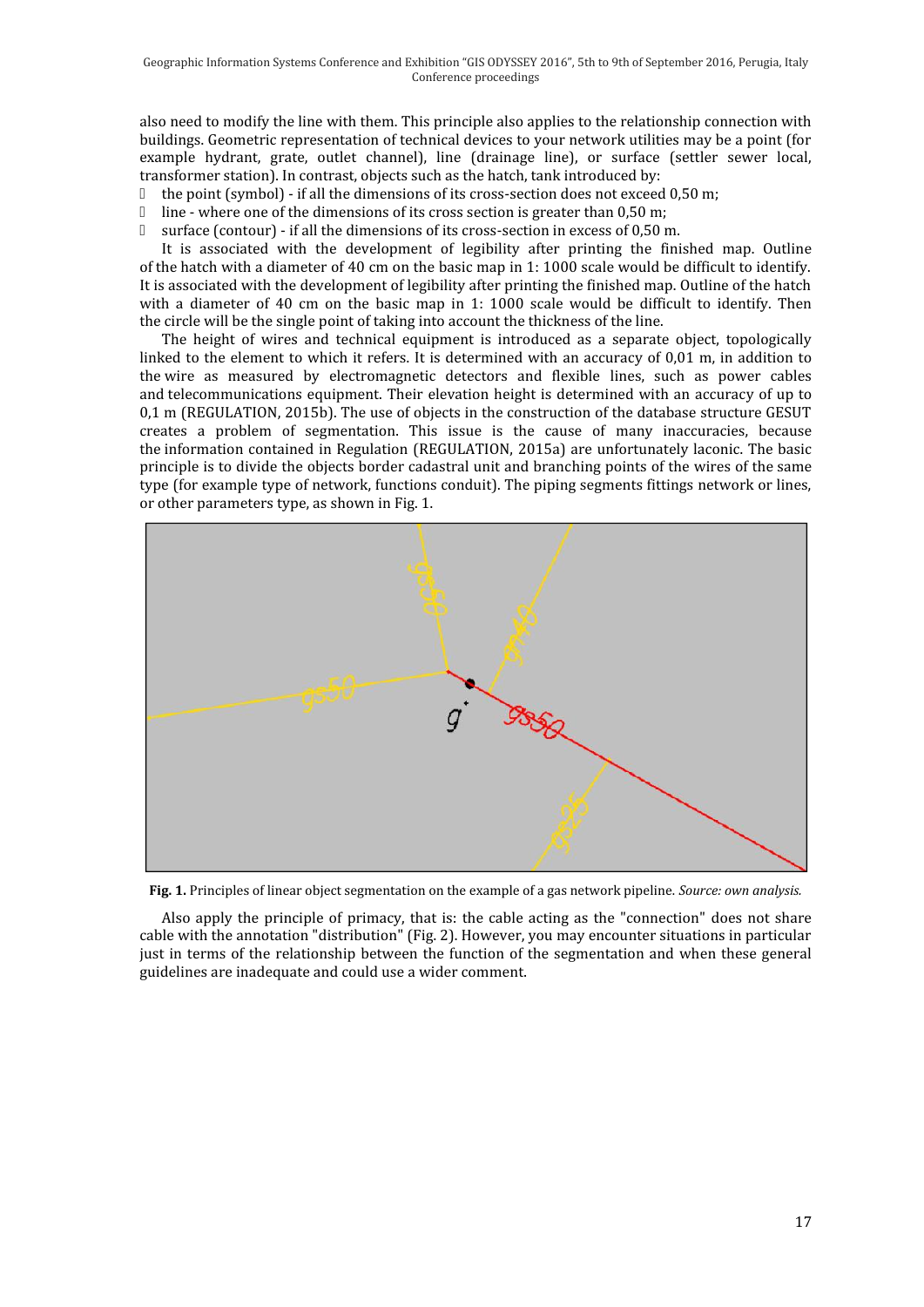also need to modify the line with them. This principle also applies to the relationship connection with buildings. Geometric representation of technical devices to your network utilities may be a point (for example hydrant, grate, outlet channel), line (drainage line), or surface (settler sewer local, transformer station). In contrast, objects such as the hatch, tank introduced by:

- the point (symbol) - if all the dimensions of its cross-section does not exceed 0,50 m;
- line - where one of the dimensions of its cross section is greater than 0,50 m;
- surface (contour) - if all the dimensions of its cross-section in excess of 0,50 m.

It is associated with the development of legibility after printing the finished map. Outline of the hatch with a diameter of 40 cm on the basic map in 1: 1000 scale would be difficult to identify. It is associated with the development of legibility after printing the finished map. Outline of the hatch with a diameter of 40 cm on the basic map in 1: 1000 scale would be difficult to identify. Then the circle will be the single point of taking into account the thickness of the line.

The height of wires and technical equipment is introduced as a separate object, topologically linked to the element to which it refers. It is determined with an accuracy of 0,01 m, in addition to the wire as measured by electromagnetic detectors and flexible lines, such as power cables and telecommunications equipment. Their elevation height is determined with an accuracy of up to 0,1 m (REGULATION, 2015b). The use of objects in the construction of the database structure GESUT creates a problem of segmentation. This issue is the cause of many inaccuracies, because the information contained in Regulation (REGULATION, 2015a) are unfortunately laconic. The basic principle is to divide the objects border cadastral unit and branching points of the wires of the same type (for example type of network, functions conduit). The piping segments fittings network or lines, or other parameters type, as shown in Fig. 1.

**Fig. 1.** Principles of linear object segmentation on the example of a gas network pipeline. *Source: own analysis.*

Also apply the principle of primacy, that is: the cable acting as the "connection" does not share cable with the annotation "distribution" (Fig. 2). However, you may encounter situations in particular just in terms of the relationship between the function of the segmentation and when these general guidelines are inadequate and could use a wider comment.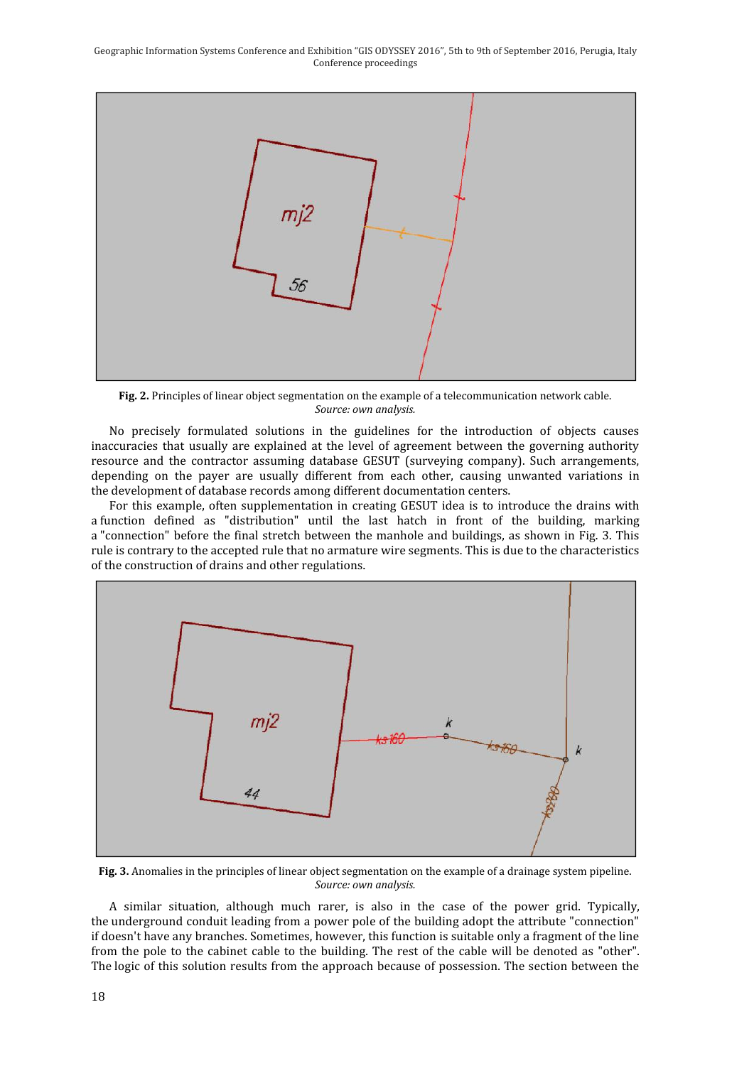**Fig. 2.** Principles of linear object segmentation on the example of a telecommunication network cable.
*Source: own analysis.*

No precisely formulated solutions in the guidelines for the introduction of objects causes inaccuracies that usually are explained at the level of agreement between the governing authority resource and the contractor assuming database GESUT (surveying company). Such arrangements, depending on the payer are usually different from each other, causing unwanted variations in the development of database records among different documentation centers.

For this example, often supplementation in creating GESUT idea is to introduce the drains with a function defined as "distribution" until the last hatch in front of the building, marking a "connection" before the final stretch between the manhole and buildings, as shown in Fig. 3. This rule is contrary to the accepted rule that no armature wire segments. This is due to the characteristics of the construction of drains and other regulations.

**Fig. 3.** Anomalies in the principles of linear object segmentation on the example of a drainage system pipeline.
*Source: own analysis.*

A similar situation, although much rarer, is also in the case of the power grid. Typically, the underground conduit leading from a power pole of the building adopt the attribute "connection" if doesn't have any branches. Sometimes, however, this function is suitable only a fragment of the line from the pole to the cabinet cable to the building. The rest of the cable will be denoted as "other". The logic of this solution results from the approach because of possession. The section between the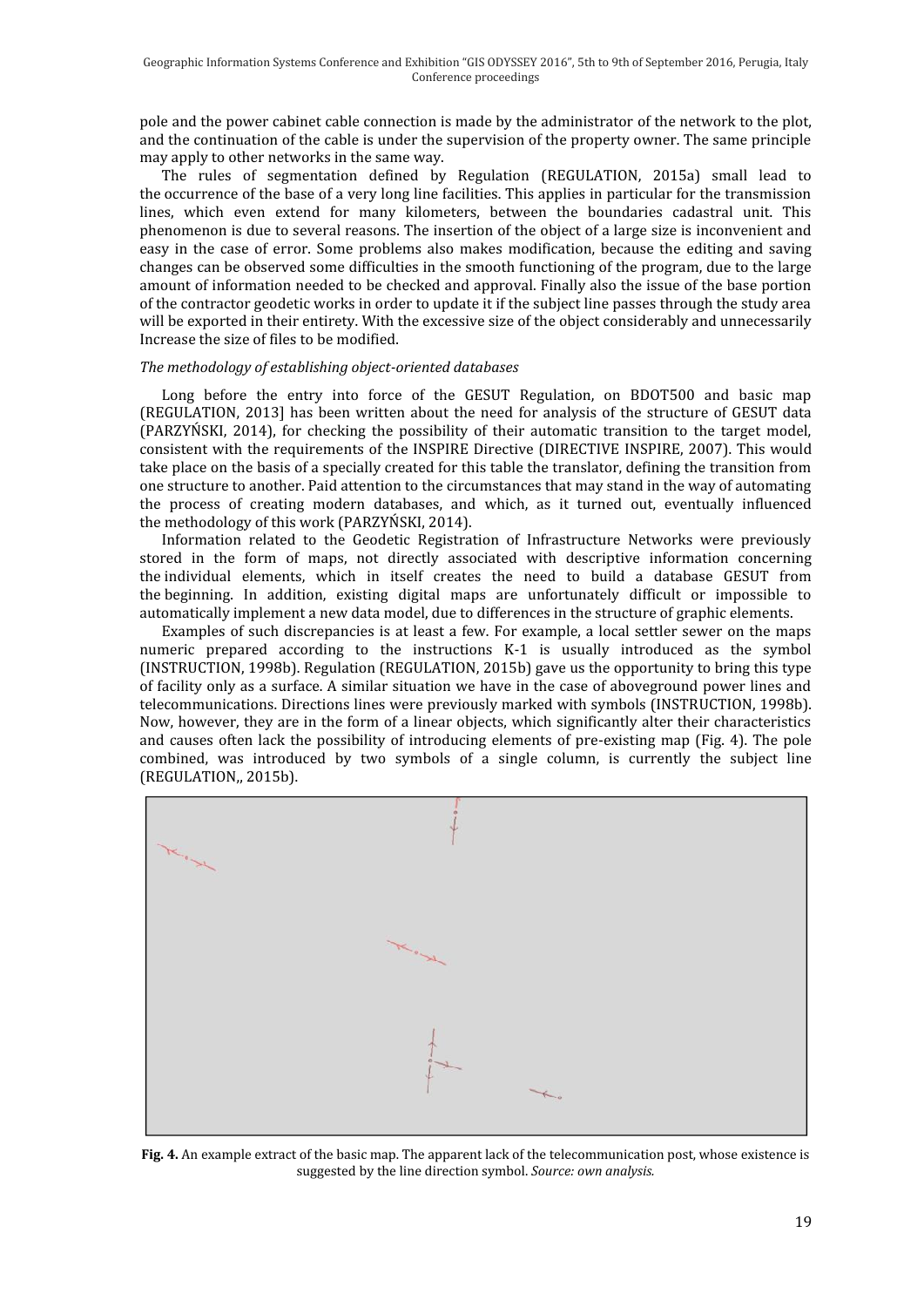pole and the power cabinet cable connection is made by the administrator of the network to the plot, and the continuation of the cable is under the supervision of the property owner. The same principle may apply to other networks in the same way.

The rules of segmentation defined by Regulation (REGULATION, 2015a) small lead to the occurrence of the base of a very long line facilities. This applies in particular for the transmission lines, which even extend for many kilometers, between the boundaries cadastral unit. This phenomenon is due to several reasons. The insertion of the object of a large size is inconvenient and easy in the case of error. Some problems also makes modification, because the editing and saving changes can be observed some difficulties in the smooth functioning of the program, due to the large amount of information needed to be checked and approval. Finally also the issue of the base portion of the contractor geodetic works in order to update it if the subject line passes through the study area will be exported in their entirety. With the excessive size of the object considerably and unnecessarily Increase the size of files to be modified.

*The methodology of establishing object-oriented databases*

Long before the entry into force of the GESUT Regulation, on BDOT500 and basic map (REGULATION, 2013] has been written about the need for analysis of the structure of GESUT data (PARZYŃSKI, 2014), for checking the possibility of their automatic transition to the target model, consistent with the requirements of the INSPIRE Directive (DIRECTIVE INSPIRE, 2007). This would take place on the basis of a specially created for this table the translator, defining the transition from one structure to another. Paid attention to the circumstances that may stand in the way of automating the process of creating modern databases, and which, as it turned out, eventually influenced the methodology of this work (PARZYŃSKI, 2014).

Information related to the Geodetic Registration of Infrastructure Networks were previously stored in the form of maps, not directly associated with descriptive information concerning the individual elements, which in itself creates the need to build a database GESUT from the beginning. In addition, existing digital maps are unfortunately difficult or impossible to automatically implement a new data model, due to differences in the structure of graphic elements.

Examples of such discrepancies is at least a few. For example, a local settler sewer on the maps numeric prepared according to the instructions K-1 is usually introduced as the symbol (INSTRUCTION, 1998b). Regulation (REGULATION, 2015b) gave us the opportunity to bring this type of facility only as a surface. A similar situation we have in the case of aboveground power lines and telecommunications. Directions lines were previously marked with symbols (INSTRUCTION, 1998b). Now, however, they are in the form of a linear objects, which significantly alter their characteristics and causes often lack the possibility of introducing elements of pre-existing map (Fig. 4). The pole combined, was introduced by two symbols of a single column, is currently the subject line (REGULATION,, 2015b).

**Fig. 4.** An example extract of the basic map. The apparent lack of the telecommunication post, whose existence is suggested by the line direction symbol. *Source: own analysis.*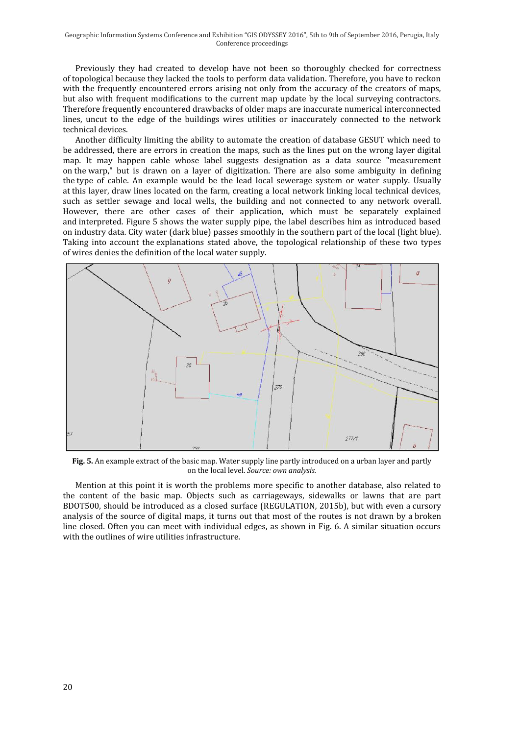Previously they had created to develop have not been so thoroughly checked for correctness of topological because they lacked the tools to perform data validation. Therefore, you have to reckon with the frequently encountered errors arising not only from the accuracy of the creators of maps, but also with frequent modifications to the current map update by the local surveying contractors. Therefore frequently encountered drawbacks of older maps are inaccurate numerical interconnected lines, uncut to the edge of the buildings wires utilities or inaccurately connected to the network technical devices.

Another difficulty limiting the ability to automate the creation of database GESUT which need to be addressed, there are errors in creation the maps, such as the lines put on the wrong layer digital map. It may happen cable whose label suggests designation as a data source "measurement on the warp," but is drawn on a layer of digitization. There are also some ambiguity in defining the type of cable. An example would be the lead local sewerage system or water supply. Usually at this layer, draw lines located on the farm, creating a local network linking local technical devices, such as settler sewage and local wells, the building and not connected to any network overall. However, there are other cases of their application, which must be separately explained and interpreted. Figure 5 shows the water supply pipe, the label describes him as introduced based on industry data. City water (dark blue) passes smoothly in the southern part of the local (light blue). Taking into account the explanations stated above, the topological relationship of these two types of wires denies the definition of the local water supply.

**Fig. 5.** An example extract of the basic map. Water supply line partly introduced on a urban layer and partly on the local level. *Source: own analysis.*

Mention at this point it is worth the problems more specific to another database, also related to the content of the basic map. Objects such as carriageways, sidewalks or lawns that are part BDOT500, should be introduced as a closed surface (REGULATION, 2015b), but with even a cursory analysis of the source of digital maps, it turns out that most of the routes is not drawn by a broken line closed. Often you can meet with individual edges, as shown in Fig. 6. A similar situation occurs with the outlines of wire utilities infrastructure.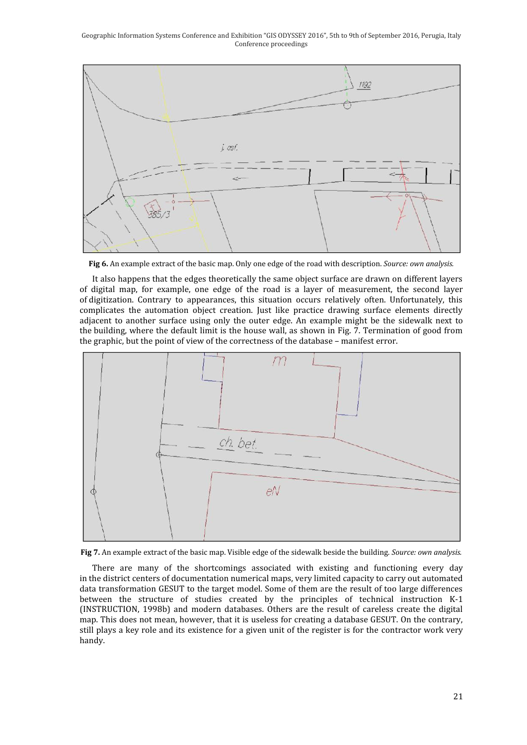**Fig 6.** An example extract of the basic map. Only one edge of the road with description. *Source: own analysis.*

It also happens that the edges theoretically the same object surface are drawn on different layers of digital map, for example, one edge of the road is a layer of measurement, the second layer of digitization. Contrary to appearances, this situation occurs relatively often. Unfortunately, this complicates the automation object creation. Just like practice drawing surface elements directly adjacent to another surface using only the outer edge. An example might be the sidewalk next to the building, where the default limit is the house wall, as shown in Fig. 7. Termination of good from the graphic, but the point of view of the correctness of the database – manifest error.

**Fig 7.** An example extract of the basic map. Visible edge of the sidewalk beside the building. *Source: own analysis.*

There are many of the shortcomings associated with existing and functioning every day in the district centers of documentation numerical maps, very limited capacity to carry out automated data transformation GESUT to the target model. Some of them are the result of too large differences between the structure of studies created by the principles of technical instruction K-1 (INSTRUCTION, 1998b) and modern databases. Others are the result of careless create the digital map. This does not mean, however, that it is useless for creating a database GESUT. On the contrary, still plays a key role and its existence for a given unit of the register is for the contractor work very handy.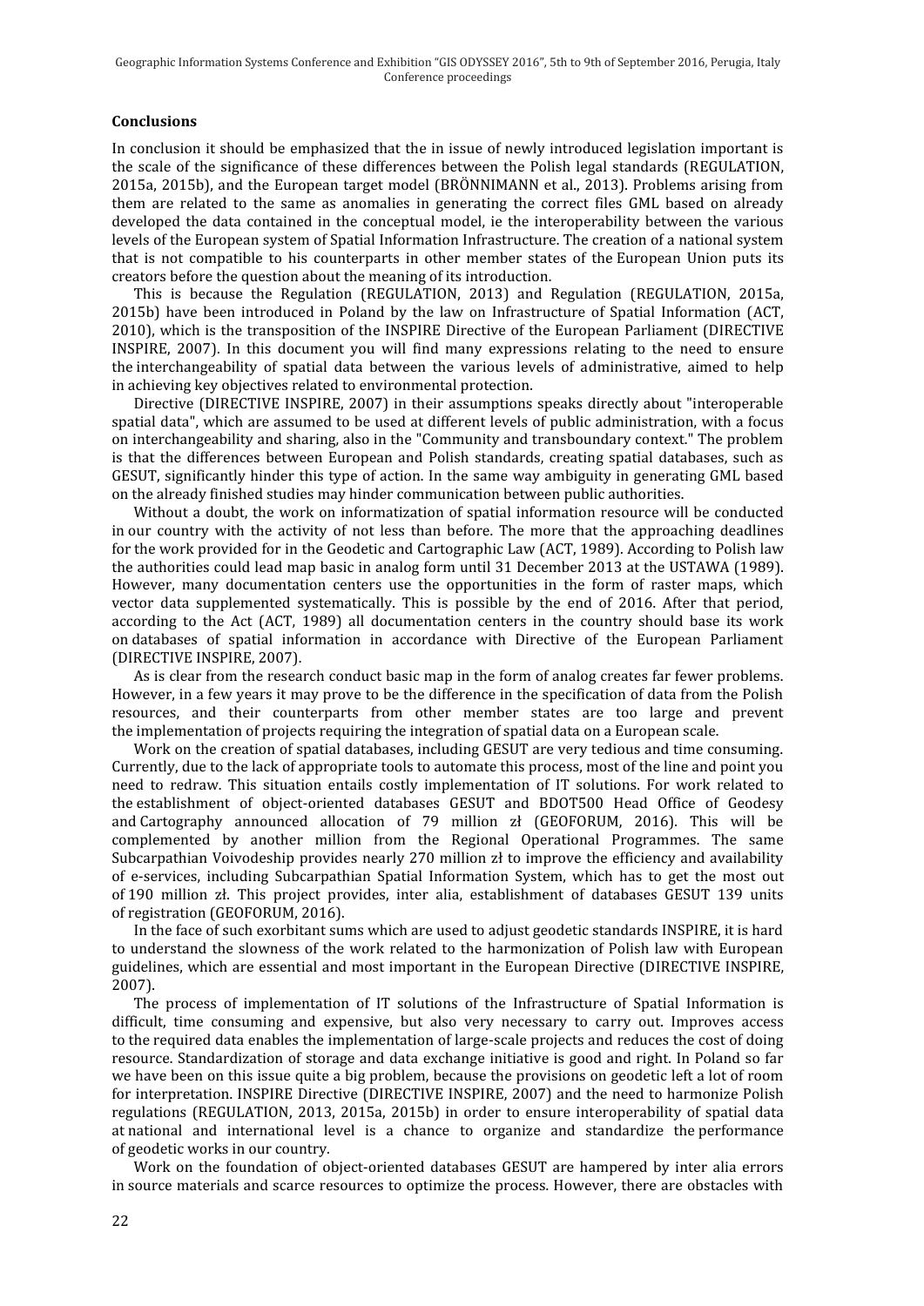## Conclusions

In conclusion it should be emphasized that the in issue of newly introduced legislation important is the scale of the significance of these differences between the Polish legal standards (REGULATION, 2015a, 2015b), and the European target model (BRÖNNIMANN et al., 2013). Problems arising from them are related to the same as anomalies in generating the correct files GML based on already developed the data contained in the conceptual model, ie the interoperability between the various levels of the European system of Spatial Information Infrastructure. The creation of a national system that is not compatible to his counterparts in other member states of the European Union puts its creators before the question about the meaning of its introduction.

This is because the Regulation (REGULATION, 2013) and Regulation (REGULATION, 2015a, 2015b) have been introduced in Poland by the law on Infrastructure of Spatial Information (ACT, 2010), which is the transposition of the INSPIRE Directive of the European Parliament (DIRECTIVE INSPIRE, 2007). In this document you will find many expressions relating to the need to ensure the interchangeability of spatial data between the various levels of administrative, aimed to help in achieving key objectives related to environmental protection.

Directive (DIRECTIVE INSPIRE, 2007) in their assumptions speaks directly about "interoperable spatial data", which are assumed to be used at different levels of public administration, with a focus on interchangeability and sharing, also in the "Community and transboundary context." The problem is that the differences between European and Polish standards, creating spatial databases, such as GESUT, significantly hinder this type of action. In the same way ambiguity in generating GML based on the already finished studies may hinder communication between public authorities.

Without a doubt, the work on informatization of spatial information resource will be conducted in our country with the activity of not less than before. The more that the approaching deadlines for the work provided for in the Geodetic and Cartographic Law (ACT, 1989). According to Polish law the authorities could lead map basic in analog form until 31 December 2013 at the USTAWA (1989). However, many documentation centers use the opportunities in the form of raster maps, which vector data supplemented systematically. This is possible by the end of 2016. After that period, according to the Act (ACT, 1989) all documentation centers in the country should base its work on databases of spatial information in accordance with Directive of the European Parliament (DIRECTIVE INSPIRE, 2007).

As is clear from the research conduct basic map in the form of analog creates far fewer problems. However, in a few years it may prove to be the difference in the specification of data from the Polish resources, and their counterparts from other member states are too large and prevent the implementation of projects requiring the integration of spatial data on a European scale.

Work on the creation of spatial databases, including GESUT are very tedious and time consuming. Currently, due to the lack of appropriate tools to automate this process, most of the line and point you need to redraw. This situation entails costly implementation of IT solutions. For work related to the establishment of object-oriented databases GESUT and BDOT500 Head Office of Geodesy and Cartography announced allocation of 79 million zł (GEOFORUM, 2016). This will be complemented by another million from the Regional Operational Programmes. The same Subcarpathian Voivodeship provides nearly 270 million zł to improve the efficiency and availability of e-services, including Subcarpathian Spatial Information System, which has to get the most out of 190 million zł. This project provides, inter alia, establishment of databases GESUT 139 units of registration (GEOFORUM, 2016).

In the face of such exorbitant sums which are used to adjust geodetic standards INSPIRE, it is hard to understand the slowness of the work related to the harmonization of Polish law with European guidelines, which are essential and most important in the European Directive (DIRECTIVE INSPIRE, 2007).

The process of implementation of IT solutions of the Infrastructure of Spatial Information is difficult, time consuming and expensive, but also very necessary to carry out. Improves access to the required data enables the implementation of large-scale projects and reduces the cost of doing resource. Standardization of storage and data exchange initiative is good and right. In Poland so far we have been on this issue quite a big problem, because the provisions on geodetic left a lot of room for interpretation. INSPIRE Directive (DIRECTIVE INSPIRE, 2007) and the need to harmonize Polish regulations (REGULATION, 2013, 2015a, 2015b) in order to ensure interoperability of spatial data at national and international level is a chance to organize and standardize the performance of geodetic works in our country.

Work on the foundation of object-oriented databases GESUT are hampered by inter alia errors in source materials and scarce resources to optimize the process. However, there are obstacles with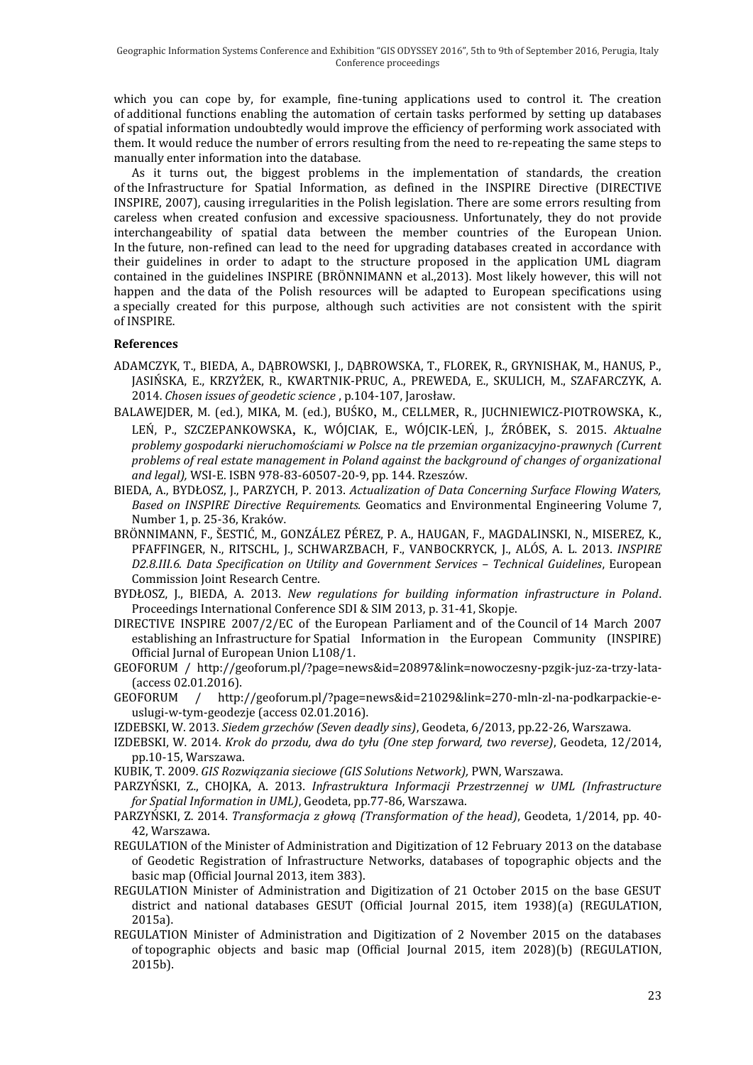which you can cope by, for example, fine-tuning applications used to control it. The creation of additional functions enabling the automation of certain tasks performed by setting up databases of spatial information undoubtedly would improve the efficiency of performing work associated with them. It would reduce the number of errors resulting from the need to re-repeating the same steps to manually enter information into the database.

As it turns out, the biggest problems in the implementation of standards, the creation of the Infrastructure for Spatial Information, as defined in the INSPIRE Directive (DIRECTIVE INSPIRE, 2007), causing irregularities in the Polish legislation. There are some errors resulting from careless when created confusion and excessive spaciousness. Unfortunately, they do not provide interchangeability of spatial data between the member countries of the European Union. In the future, non-refined can lead to the need for upgrading databases created in accordance with their guidelines in order to adapt to the structure proposed in the application UML diagram contained in the guidelines INSPIRE (BRÖNNIMANN et al.,2013). Most likely however, this will not happen and the data of the Polish resources will be adapted to European specifications using a specially created for this purpose, although such activities are not consistent with the spirit of INSPIRE.

**References**

ADAMCZYK, T., BIEDA, A., DĄBROWSKI, J., DĄBROWSKA, T., FLOREK, R., GRYNISHAK, M., HANUS, P., JASIŃSKA, E., KRZYŻEK, R., KWARTNIK-PRUC, A., PREWEDA, E., SKULICH, M., SZAFARCZYK, A. 2014. *Chosen issues of geodetic science* , p.104-107, Jarosław.

BALAWEJDER, M. (ed.), MIKA, M. (ed.), BUŚKO, M., CELLMER, R., JUCHNIEWICZ-PIOTROWSKA, K., LEŃ, P., SZCZEPANKOWSKA, K., WÓJCIAK, E., WÓJCIK-LEŃ, J., ŹRÓBEK, S. 2015. *Aktualne problemy gospodarki nieruchomościami w Polsce na tle przemian organizacyjno-prawnych (Current problems of real estate management in Poland against the background of changes of organizational and legal)*, WSI-E. ISBN 978-83-60507-20-9, pp. 144. Rzeszów.

BIEDA, A., BYDŁOSZ, J., PARZYCH, P. 2013. *Actualization of Data Concerning Surface Flowing Waters, Based on INSPIRE Directive Requirements.* Geomatics and Environmental Engineering Volume 7, Number 1, p. 25-36, Kraków.

BRÖNNIMANN, F., ŠESTIĆ, M., GONZÁLEZ PÉREZ, P. A., HAUGAN, F., MAGDALINSKI, N., MISEREZ, K., PFAFFINGER, N., RITSCHL, J., SCHWARZBACH, F., VANBOCKRYCK, J., ALÓS, A. L. 2013. *INSPIRE D2.8.III.6. Data Specification on Utility and Government Services – Technical Guidelines*, European Commission Joint Research Centre.

BYDŁOSZ, J., BIEDA, A. 2013. *New regulations for building information infrastructure in Poland*. Proceedings International Conference SDI & SIM 2013, p. 31-41, Skopje.

DIRECTIVE INSPIRE 2007/2/EC of the European Parliament and of the Council of 14 March 2007 establishing an Infrastructure for Spatial Information in the European Community (INSPIRE) Official Jurnal of European Union L108/1.

GEOFORUM / http://geoforum.pl/?page=news&id=20897&link=nowoczesny-pzgik-juz-za-trzy-lata- (access 02.01.2016).

GEOFORUM / http://geoforum.pl/?page=news&id=21029&link=270-mln-zl-na-podkarpackie-e-uslugi-w-tym-geodezje (access 02.01.2016).

IZDEBSKI, W. 2013. *Siedem grzechów (Seven deadly sins)*, Geodeta, 6/2013, pp.22-26, Warszawa.

IZDEBSKI, W. 2014. *Krok do przodu, dwa do tyłu (One step forward, two reverse)*, Geodeta, 12/2014, pp.10-15, Warszawa.

KUBIK, T. 2009. *GIS Rozwiązania sieciowe (GIS Solutions Network),* PWN, Warszawa.

PARZYŃSKI, Z., CHOJKA, A. 2013. *Infrastruktura Informacji Przestrzennej w UML (Infrastructure for Spatial Information in UML)*, Geodeta, pp.77-86, Warszawa.

PARZYŃSKI, Z. 2014. *Transformacja z głową (Transformation of the head)*, Geodeta, 1/2014, pp. 40-42, Warszawa.

REGULATION of the Minister of Administration and Digitization of 12 February 2013 on the database of Geodetic Registration of Infrastructure Networks, databases of topographic objects and the basic map (Official Journal 2013, item 383).

REGULATION Minister of Administration and Digitization of 21 October 2015 on the base GESUT district and national databases GESUT (Official Journal 2015, item 1938)(a) (REGULATION, 2015a).

REGULATION Minister of Administration and Digitization of 2 November 2015 on the databases of topographic objects and basic map (Official Journal 2015, item 2028)(b) (REGULATION, 2015b).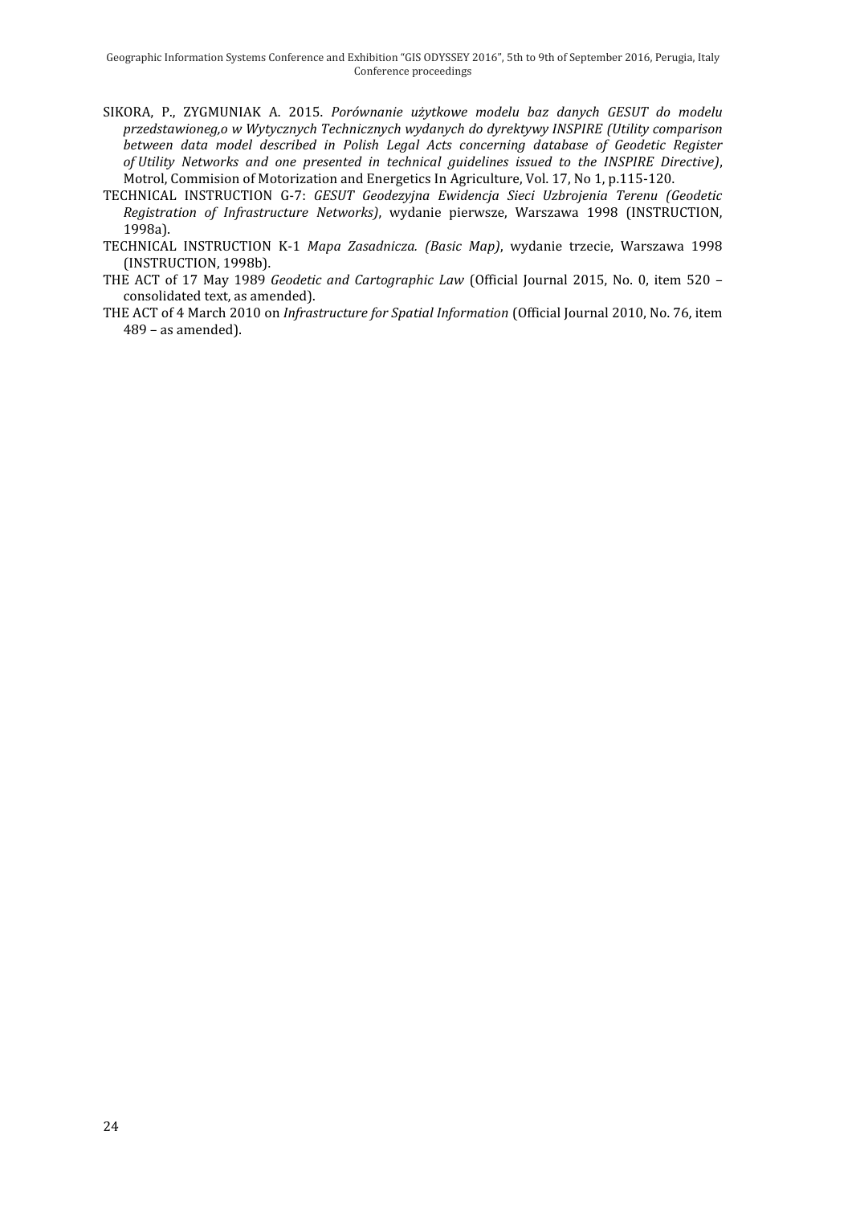SIKORA, P., ZYGMUNIAK A. 2015. *Porównanie użytkowe modelu baz danych GESUT do modelu przedstawioneg,o w Wytycznych Technicznych wydanych do dyrektywy INSPIRE (Utility comparison between data model described in Polish Legal Acts concerning database of Geodetic Register of Utility Networks and one presented in technical guidelines issued to the INSPIRE Directive)*, Motrol, Commision of Motorization and Energetics In Agriculture, Vol. 17, No 1, p.115-120.

TECHNICAL INSTRUCTION G-7: *GESUT Geodezyjna Ewidencja Sieci Uzbrojenia Terenu (Geodetic Registration of Infrastructure Networks)*, wydanie pierwsze, Warszawa 1998 (INSTRUCTION, 1998a).

TECHNICAL INSTRUCTION K-1 *Mapa Zasadnicza. (Basic Map)*, wydanie trzecie, Warszawa 1998 (INSTRUCTION, 1998b).

THE ACT of 17 May 1989 *Geodetic and Cartographic Law* (Official Journal 2015, No. 0, item 520 – consolidated text, as amended).

THE ACT of 4 March 2010 on *Infrastructure for Spatial Information* (Official Journal 2010, No. 76, item 489 – as amended).